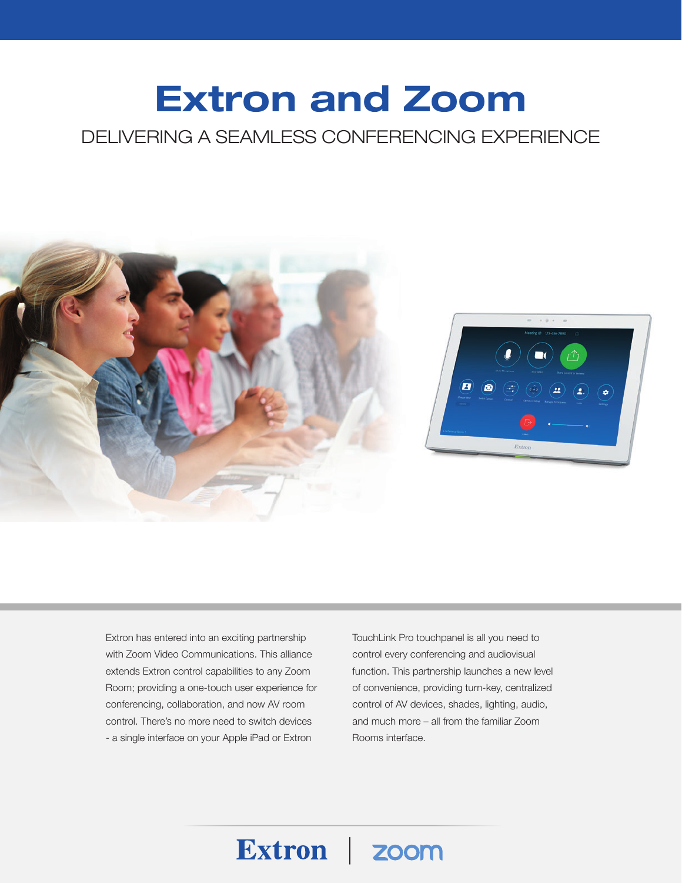# Extron and Zoom

## DELIVERING A SEAMLESS CONFERENCING EXPERIENCE

Extron has entered into an exciting partnership with Zoom Video Communications. This alliance extends Extron control capabilities to any Zoom Room; providing a one-touch user experience for conferencing, collaboration, and now AV room control. There's no more need to switch devices - a single interface on your Apple iPad or Extron TouchLink Pro touchpanel is all you need to control every conferencing and audiovisual function. This partnership launches a new level of convenience, providing turn-key, centralized control of AV devices, shades, lighting, audio, and much more – all from the familiar Zoom Rooms interface.

Extron | zoom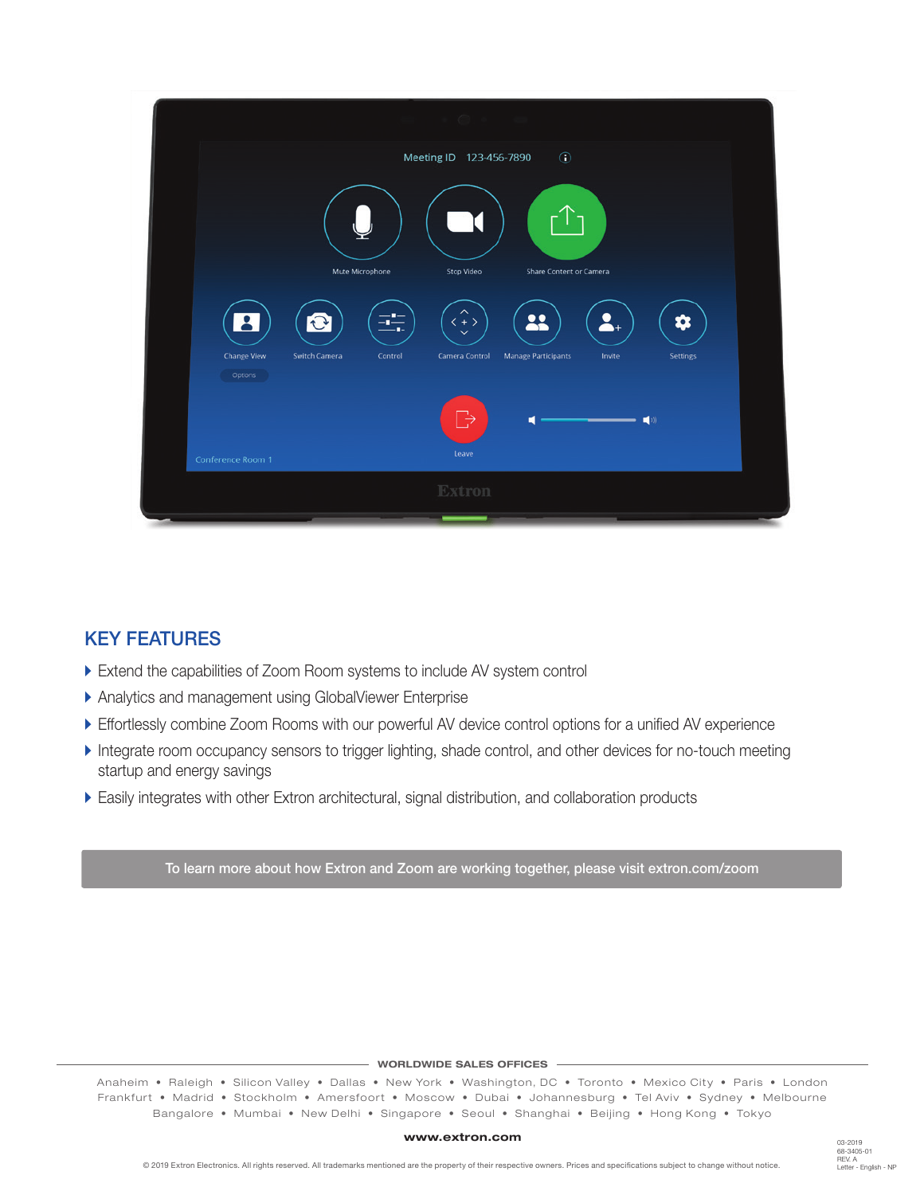## KEY FEATURES

- Extend the capabilities of Zoom Room systems to include AV system control
- Analytics and management using GlobalViewer Enterprise
- Effortlessly combine Zoom Rooms with our powerful AV device control options for a unified AV experience
- Integrate room occupancy sensors to trigger lighting, shade control, and other devices for no-touch meeting startup and energy savings
- Easily integrates with other Extron architectural, signal distribution, and collaboration products

To learn more about how Extron and Zoom are working together, please visit extron.com/zoom

**WORLDWIDE SALES OFFICES**

Anaheim • Raleigh • Silicon Valley • Dallas • New York • Washington, DC • Toronto • Mexico City • Paris • London
Frankfurt • Madrid • Stockholm • Amersfoort • Moscow • Dubai • Johannesburg • Tel Aviv • Sydney • Melbourne
Bangalore • Mumbai • New Delhi • Singapore • Seoul • Shanghai • Beijing • Hong Kong • Tokyo

**www.extron.com**

© 2019 Extron Electronics. All rights reserved. All trademarks mentioned are the property of their respective owners. Prices and specifications subject to change without notice.

03-2019
68-3405-01
REV. A
Letter - English - NP